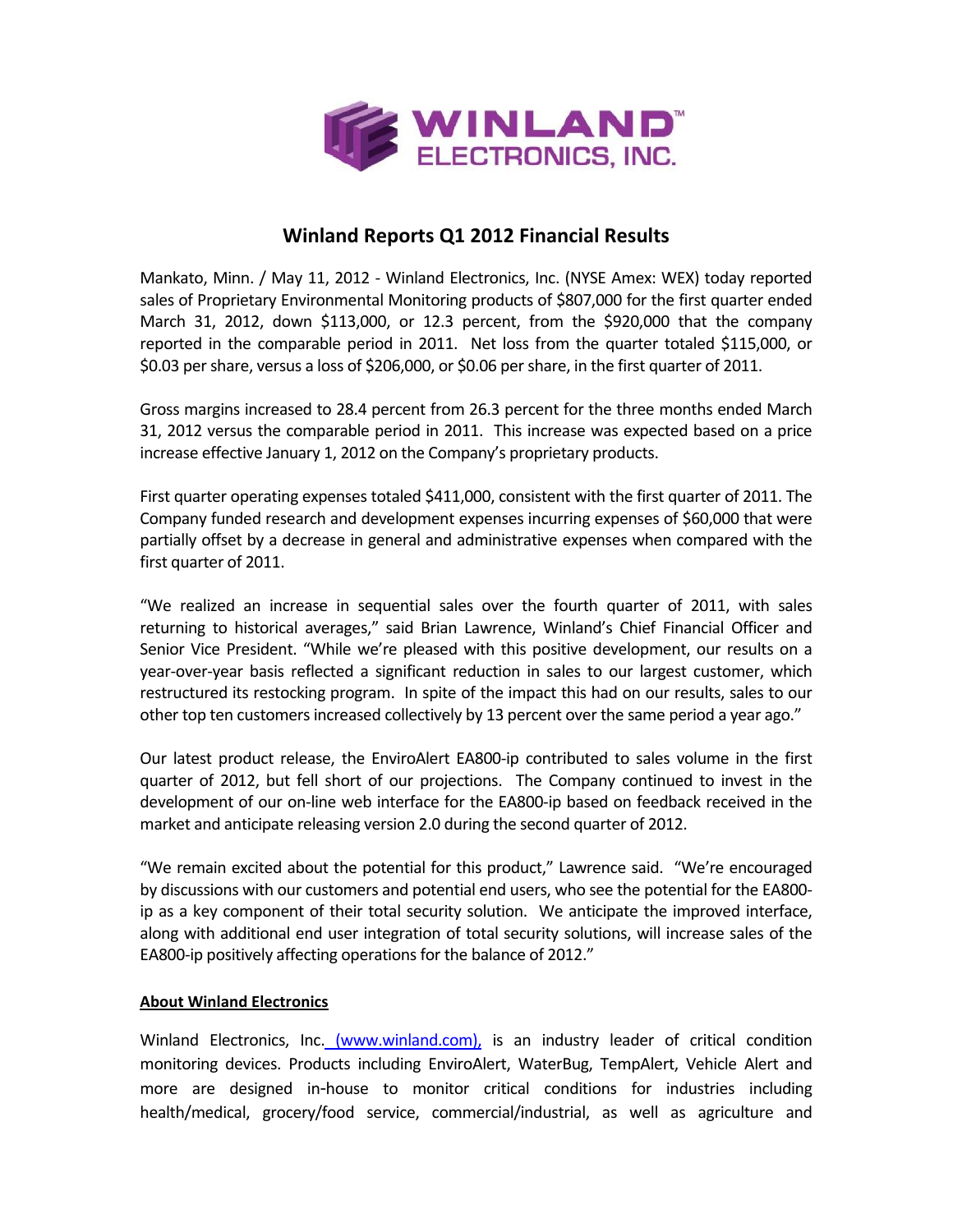# Winland Reports Q1 2012 Financial Results

Mankato, Minn. / May 11, 2012 - Winland Electronics, Inc. (NYSE Amex: WEX) today reported sales of Proprietary Environmental Monitoring products of $807,000 for the first quarter ended March 31, 2012, down $113,000, or 12.3 percent, from the $920,000 that the company reported in the comparable period in 2011. Net loss from the quarter totaled $115,000, or $0.03 per share, versus a loss of $206,000, or $0.06 per share, in the first quarter of 2011.

Gross margins increased to 28.4 percent from 26.3 percent for the three months ended March 31, 2012 versus the comparable period in 2011. This increase was expected based on a price increase effective January 1, 2012 on the Company's proprietary products.

First quarter operating expenses totaled $411,000, consistent with the first quarter of 2011. The Company funded research and development expenses incurring expenses of $60,000 that were partially offset by a decrease in general and administrative expenses when compared with the first quarter of 2011.

"We realized an increase in sequential sales over the fourth quarter of 2011, with sales returning to historical averages," said Brian Lawrence, Winland's Chief Financial Officer and Senior Vice President. "While we're pleased with this positive development, our results on a year-over-year basis reflected a significant reduction in sales to our largest customer, which restructured its restocking program. In spite of the impact this had on our results, sales to our other top ten customers increased collectively by 13 percent over the same period a year ago."

Our latest product release, the EnviroAlert EA800-ip contributed to sales volume in the first quarter of 2012, but fell short of our projections. The Company continued to invest in the development of our on-line web interface for the EA800-ip based on feedback received in the market and anticipate releasing version 2.0 during the second quarter of 2012.

"We remain excited about the potential for this product," Lawrence said. "We're encouraged by discussions with our customers and potential end users, who see the potential for the EA800-ip as a key component of their total security solution. We anticipate the improved interface, along with additional end user integration of total security solutions, will increase sales of the EA800-ip positively affecting operations for the balance of 2012."

**About Winland Electronics**

Winland Electronics, Inc. (www.winland.com), is an industry leader of critical condition monitoring devices. Products including EnviroAlert, WaterBug, TempAlert, Vehicle Alert and more are designed in-house to monitor critical conditions for industries including health/medical, grocery/food service, commercial/industrial, as well as agriculture and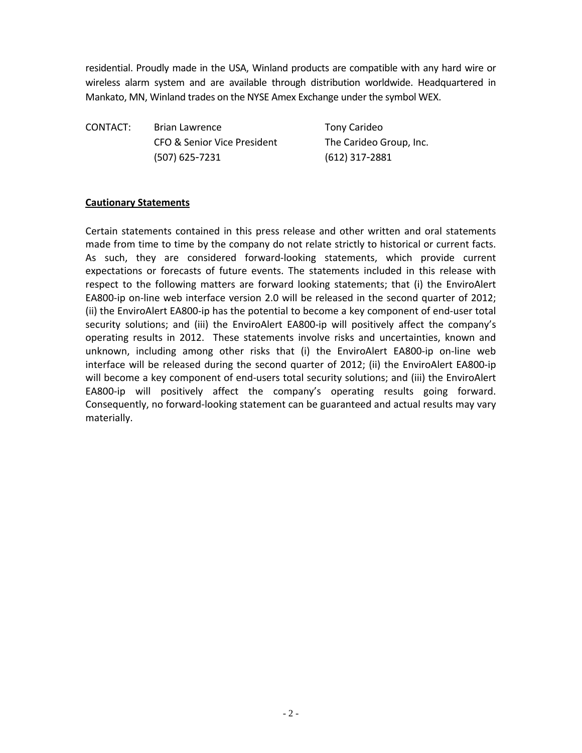residential. Proudly made in the USA, Winland products are compatible with any hard wire or wireless alarm system and are available through distribution worldwide. Headquartered in Mankato, MN, Winland trades on the NYSE Amex Exchange under the symbol WEX.

| CONTACT: | Brian Lawrence | Tony Carideo |
| --- | --- | --- |
| | CFO & Senior Vice President | The Carideo Group, Inc. |
| | (507) 625-7231 | (612) 317-2881 |

**Cautionary Statements**

Certain statements contained in this press release and other written and oral statements made from time to time by the company do not relate strictly to historical or current facts. As such, they are considered forward-looking statements, which provide current expectations or forecasts of future events. The statements included in this release with respect to the following matters are forward looking statements; that (i) the EnviroAlert EA800-ip on-line web interface version 2.0 will be released in the second quarter of 2012; (ii) the EnviroAlert EA800-ip has the potential to become a key component of end-user total security solutions; and (iii) the EnviroAlert EA800-ip will positively affect the company's operating results in 2012. These statements involve risks and uncertainties, known and unknown, including among other risks that (i) the EnviroAlert EA800-ip on-line web interface will be released during the second quarter of 2012; (ii) the EnviroAlert EA800-ip will become a key component of end-users total security solutions; and (iii) the EnviroAlert EA800-ip will positively affect the company's operating results going forward. Consequently, no forward-looking statement can be guaranteed and actual results may vary materially.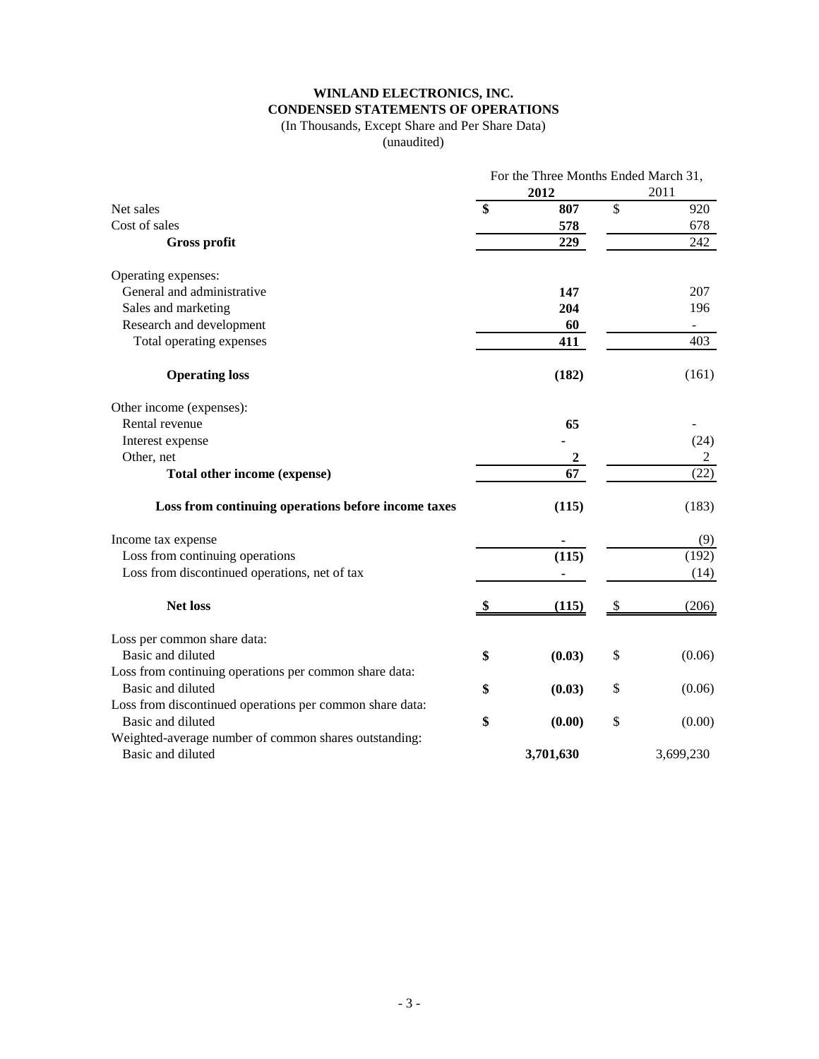# WINLAND ELECTRONICS, INC.
## CONDENSED STATEMENTS OF OPERATIONS

(In Thousands, Except Share and Per Share Data)
(unaudited)

| | For the Three Months Ended March 31, | |
|---|---|---|
| | **2012** | 2011 |
| Net sales | **$ 807** | $ 920 |
| Cost of sales | **578** | 678 |
| **Gross profit** | **229** | 242 |
| Operating expenses: | | |
| General and administrative | **147** | 207 |
| Sales and marketing | **204** | 196 |
| Research and development | **60** | - |
| Total operating expenses | **411** | 403 |
| **Operating loss** | **(182)** | (161) |
| Other income (expenses): | | |
| Rental revenue | **65** | - |
| Interest expense | **-** | (24) |
| Other, net | **2** | 2 |
| **Total other income (expense)** | **67** | (22) |
| **Loss from continuing operations before income taxes** | **(115)** | (183) |
| Income tax expense | **-** | (9) |
| Loss from continuing operations | **(115)** | (192) |
| Loss from discontinued operations, net of tax | **-** | (14) |
| **Net loss** | **$ (115)** | $ (206) |
| Loss per common share data: | | |
| Basic and diluted | **$ (0.03)** | $ (0.06) |
| Loss from continuing operations per common share data: | | |
| Basic and diluted | **$ (0.03)** | $ (0.06) |
| Loss from discontinued operations per common share data: | | |
| Basic and diluted | **$ (0.00)** | $ (0.00) |
| Weighted-average number of common shares outstanding: | | |
| Basic and diluted | **3,701,630** | 3,699,230 |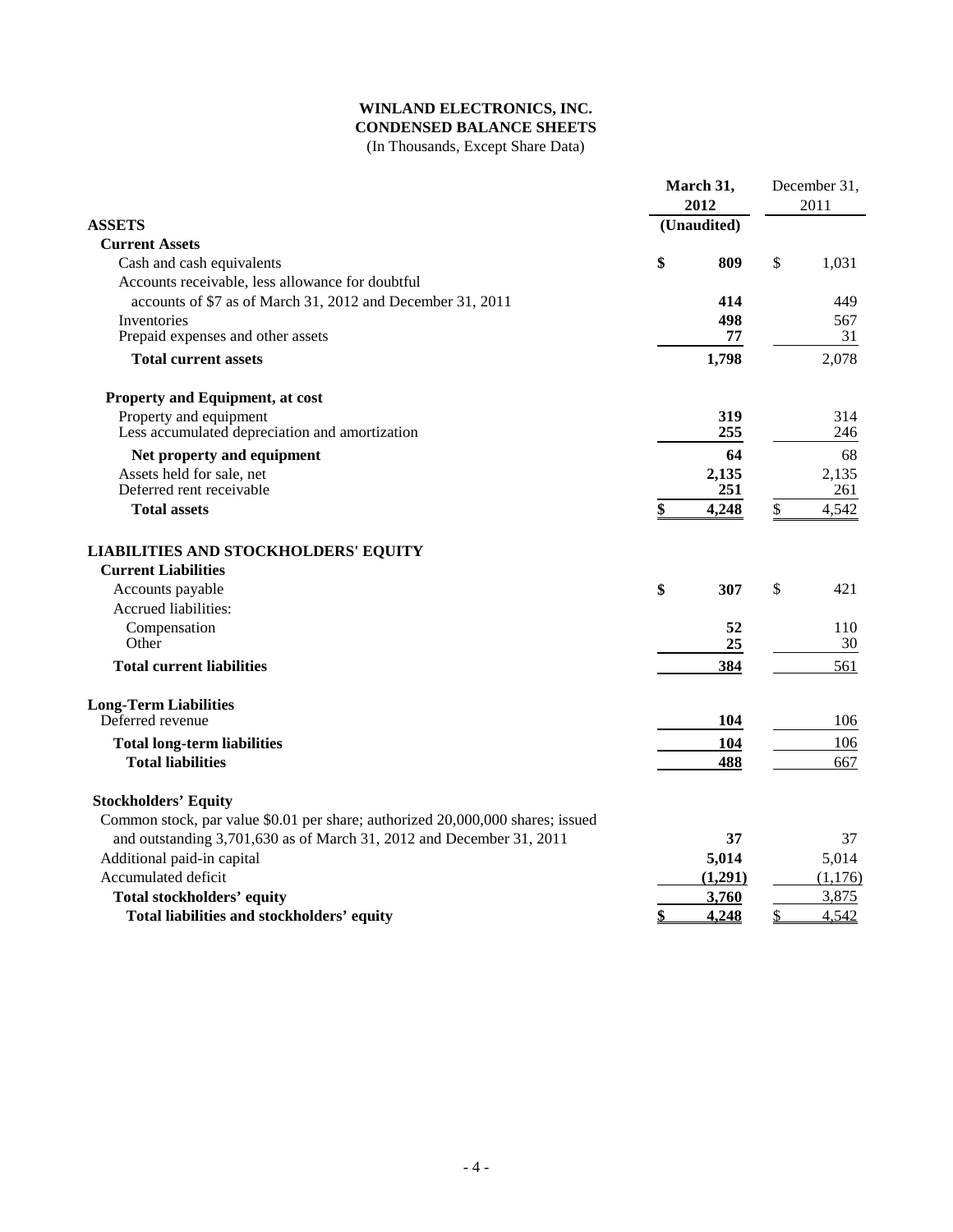# WINLAND ELECTRONICS, INC.

## CONDENSED BALANCE SHEETS

(In Thousands, Except Share Data)

| | March 31, 2012 (Unaudited) | December 31, 2011 |
|---|---|---|
| **ASSETS** | | |
| **Current Assets** | | |
| Cash and cash equivalents | **$ 809** | $ 1,031 |
| Accounts receivable, less allowance for doubtful accounts of $7 as of March 31, 2012 and December 31, 2011 | **414** | 449 |
| Inventories | **498** | 567 |
| Prepaid expenses and other assets | **77** | 31 |
| **Total current assets** | **1,798** | 2,078 |
| **Property and Equipment, at cost** | | |
| Property and equipment | **319** | 314 |
| Less accumulated depreciation and amortization | **255** | 246 |
| **Net property and equipment** | **64** | 68 |
| Assets held for sale, net | **2,135** | 2,135 |
| Deferred rent receivable | **251** | 261 |
| **Total assets** | **$ 4,248** | $ 4,542 |
| **LIABILITIES AND STOCKHOLDERS' EQUITY** | | |
| **Current Liabilities** | | |
| Accounts payable | **$ 307** | $ 421 |
| Accrued liabilities: | | |
| Compensation | **52** | 110 |
| Other | **25** | 30 |
| **Total current liabilities** | **384** | 561 |
| **Long-Term Liabilities** | | |
| Deferred revenue | **104** | 106 |
| **Total long-term liabilities** | **104** | 106 |
| **Total liabilities** | **488** | 667 |
| **Stockholders' Equity** | | |
| Common stock, par value $0.01 per share; authorized 20,000,000 shares; issued and outstanding 3,701,630 as of March 31, 2012 and December 31, 2011 | **37** | 37 |
| Additional paid-in capital | **5,014** | 5,014 |
| Accumulated deficit | **(1,291)** | (1,176) |
| **Total stockholders' equity** | **3,760** | 3,875 |
| **Total liabilities and stockholders' equity** | **$ 4,248** | $ 4,542 |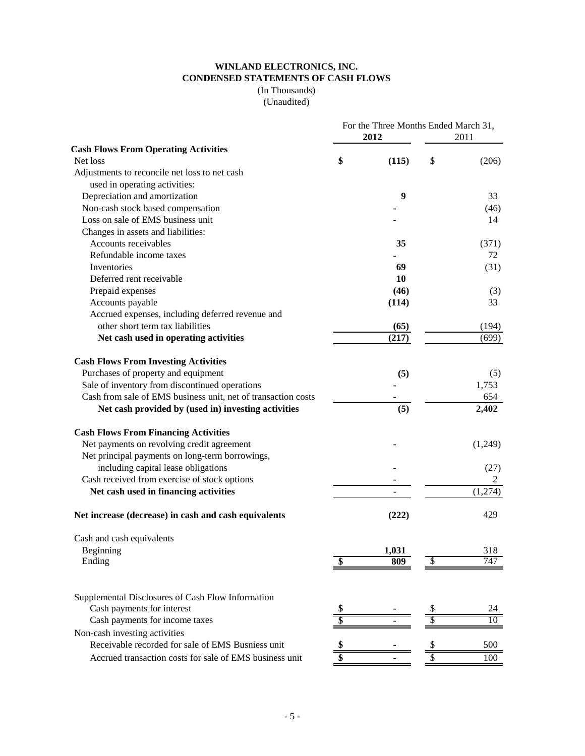**WINLAND ELECTRONICS, INC.**
**CONDENSED STATEMENTS OF CASH FLOWS**
(In Thousands)
(Unaudited)

| | For the Three Months Ended March 31, 2012 | 2011 |
|---|---|---|
| **Cash Flows From Operating Activities** | | |
| Net loss | **$ (115)** | $ (206) |
| Adjustments to reconcile net loss to net cash used in operating activities: | | |
| Depreciation and amortization | **9** | 33 |
| Non-cash stock based compensation | **-** | (46) |
| Loss on sale of EMS business unit | **-** | 14 |
| Changes in assets and liabilities: | | |
| Accounts receivables | **35** | (371) |
| Refundable income taxes | **-** | 72 |
| Inventories | **69** | (31) |
| Deferred rent receivable | **10** | |
| Prepaid expenses | **(46)** | (3) |
| Accounts payable | **(114)** | 33 |
| Accrued expenses, including deferred revenue and other short term tax liabilities | **(65)** | (194) |
| **Net cash used in operating activities** | **(217)** | (699) |
| **Cash Flows From Investing Activities** | | |
| Purchases of property and equipment | **(5)** | (5) |
| Sale of inventory from discontinued operations | **-** | 1,753 |
| Cash from sale of EMS business unit, net of transaction costs | **-** | 654 |
| **Net cash provided by (used in) investing activities** | **(5)** | **2,402** |
| **Cash Flows From Financing Activities** | | |
| Net payments on revolving credit agreement | **-** | (1,249) |
| Net principal payments on long-term borrowings, including capital lease obligations | **-** | (27) |
| Cash received from exercise of stock options | **-** | 2 |
| **Net cash used in financing activities** | **-** | (1,274) |
| **Net increase (decrease) in cash and cash equivalents** | **(222)** | 429 |
| Cash and cash equivalents | | |
| Beginning | **1,031** | 318 |
| Ending | **$ 809** | $ 747 |
| Supplemental Disclosures of Cash Flow Information | | |
| Cash payments for interest | **$ -** | $ 24 |
| Cash payments for income taxes | **$ -** | $ 10 |
| Non-cash investing activities | | |
| Receivable recorded for sale of EMS Busniess unit | **$ -** | $ 500 |
| Accrued transaction costs for sale of EMS business unit | **$ -** | $ 100 |